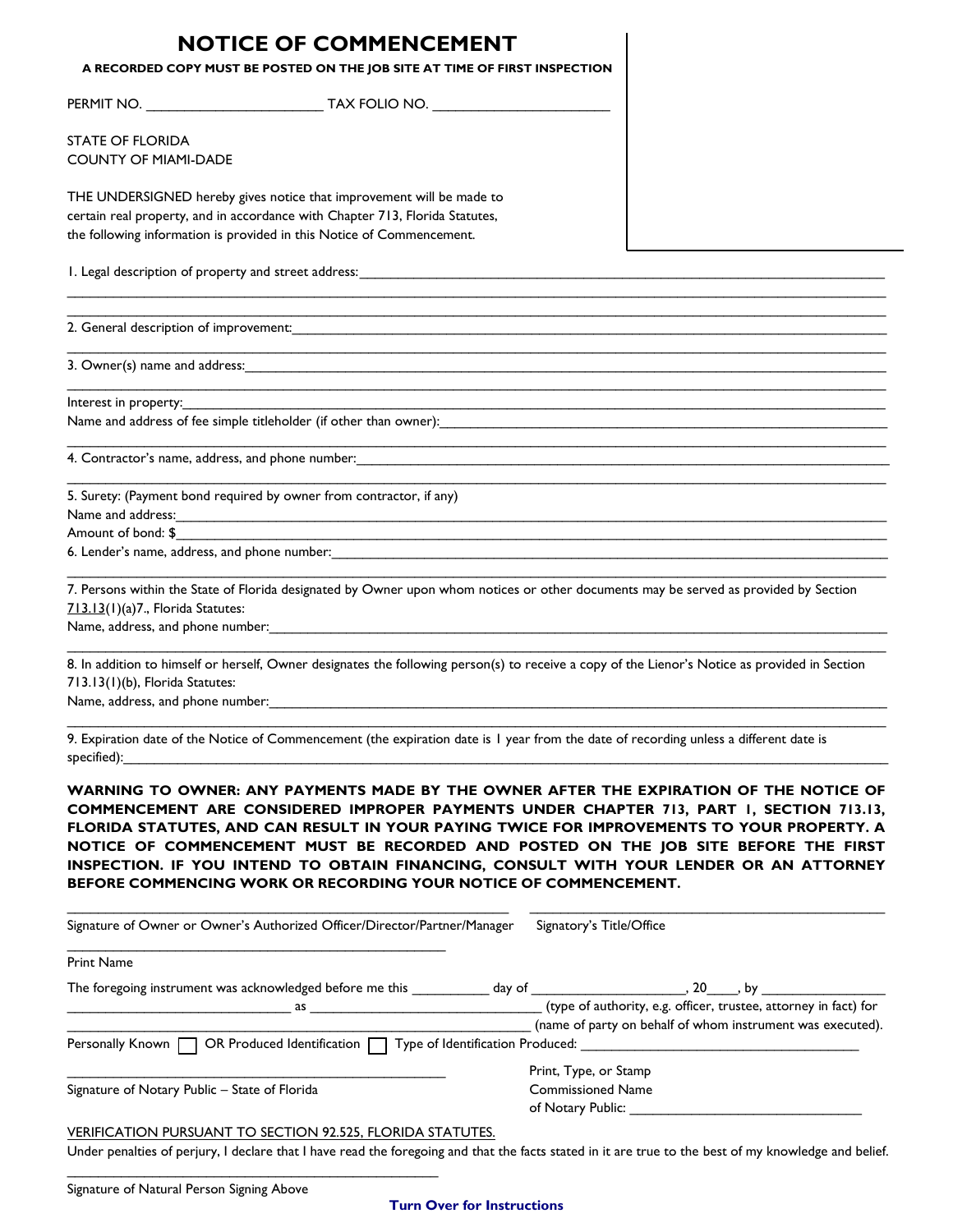# NOTICE OF COMMENCEMENT

**A RECORDED COPY MUST BE POSTED ON THE JOB SITE AT TIME OF FIRST INSPECTION**

PERMIT NO. ______________________ TAX FOLIO NO. ______________________

STATE OF FLORIDA
COUNTY OF MIAMI-DADE

THE UNDERSIGNED hereby gives notice that improvement will be made to certain real property, and in accordance with Chapter 713, Florida Statutes, the following information is provided in this Notice of Commencement.

1. Legal description of property and street address:______________________________________________
_____________________________________________________________________________________
_____________________________________________________________________________________

2. General description of improvement:___________________________________________________
_____________________________________________________________________________________

3. Owner(s) name and address:__________________________________________________________
_____________________________________________________________________________________

Interest in property:_______________________________________________________________________

Name and address of fee simple titleholder (if other than owner):______________________________
_____________________________________________________________________________________

4. Contractor's name, address, and phone number:___________________________________________
_____________________________________________________________________________________

5. Surety: (Payment bond required by owner from contractor, if any)

Name and address:________________________________________________________________________

Amount of bond: $_________________________________________________________________________

6. Lender's name, address, and phone number:______________________________________________
_____________________________________________________________________________________

7. Persons within the State of Florida designated by Owner upon whom notices or other documents may be served as provided by Section 713.13(1)(a)7., Florida Statutes:

Name, address, and phone number:_____________________________________________________
_____________________________________________________________________________________

8. In addition to himself or herself, Owner designates the following person(s) to receive a copy of the Lienor's Notice as provided in Section 713.13(1)(b), Florida Statutes:

Name, address, and phone number:_____________________________________________________
_____________________________________________________________________________________

9. Expiration date of the Notice of Commencement (the expiration date is 1 year from the date of recording unless a different date is specified):___________________________________________________________________________

**WARNING TO OWNER: ANY PAYMENTS MADE BY THE OWNER AFTER THE EXPIRATION OF THE NOTICE OF COMMENCEMENT ARE CONSIDERED IMPROPER PAYMENTS UNDER CHAPTER 713, PART 1, SECTION 713.13, FLORIDA STATUTES, AND CAN RESULT IN YOUR PAYING TWICE FOR IMPROVEMENTS TO YOUR PROPERTY. A NOTICE OF COMMENCEMENT MUST BE RECORDED AND POSTED ON THE JOB SITE BEFORE THE FIRST INSPECTION. IF YOU INTEND TO OBTAIN FINANCING, CONSULT WITH YOUR LENDER OR AN ATTORNEY BEFORE COMMENCING WORK OR RECORDING YOUR NOTICE OF COMMENCEMENT.**

_____________________________________________________ _____________________________________
Signature of Owner or Owner's Authorized Officer/Director/Partner/Manager    Signatory's Title/Office

_____________________________________________________
Print Name

The foregoing instrument was acknowledged before me this __________ day of ____________________, 20____, by ________________ ______________________________ as ______________________________ (type of authority, e.g. officer, trustee, attorney in fact) for ____________________________________________________ (name of party on behalf of whom instrument was executed).

Personally Known ☐ OR Produced Identification ☐ Type of Identification Produced: ______________________________

_____________________________________________________
Signature of Notary Public – State of Florida

Print, Type, or Stamp
Commissioned Name
of Notary Public: ______________________________

VERIFICATION PURSUANT TO SECTION 92.525, FLORIDA STATUTES.

Under penalties of perjury, I declare that I have read the foregoing and that the facts stated in it are true to the best of my knowledge and belief.

_____________________________________________________
Signature of Natural Person Signing Above

**Turn Over for Instructions**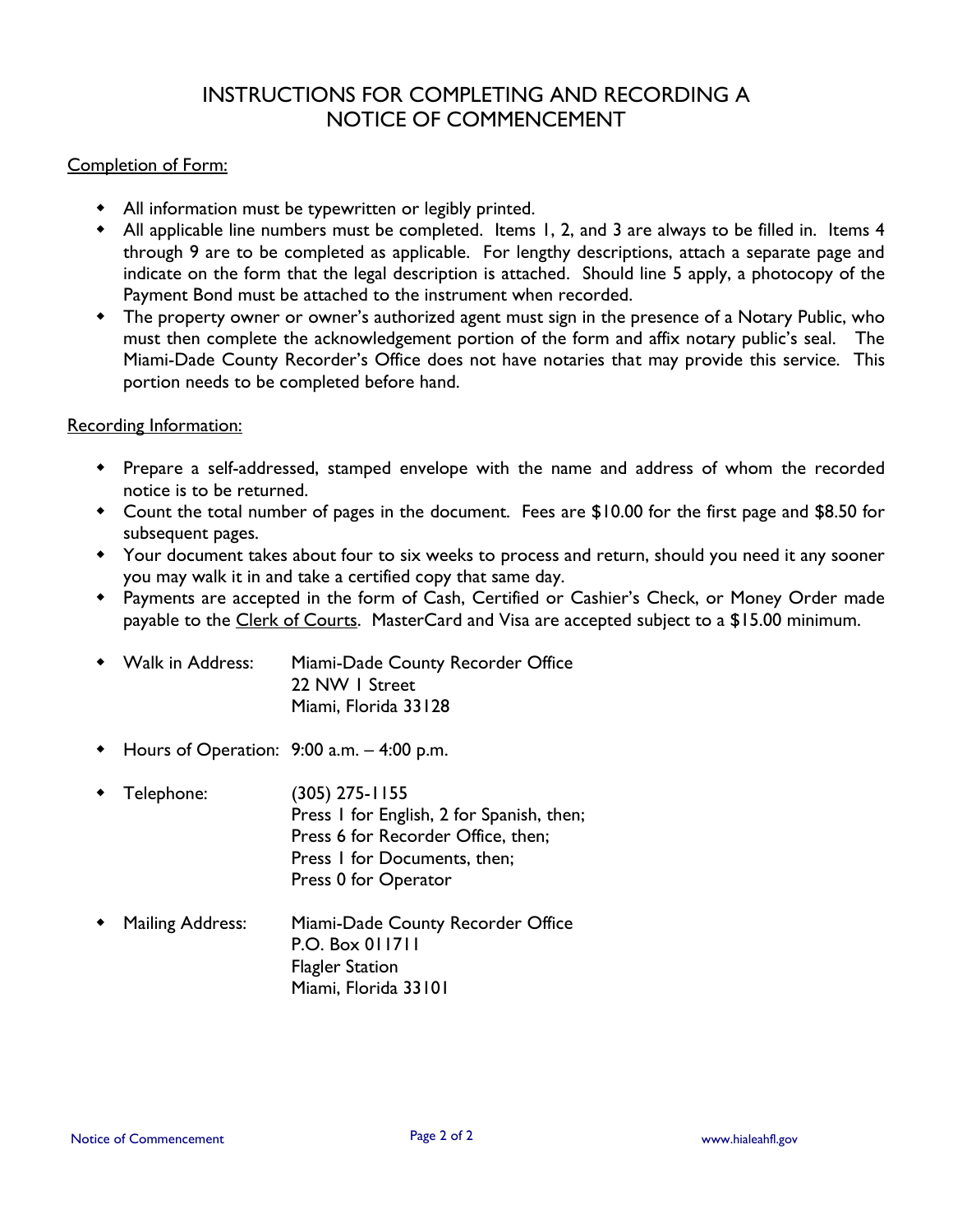# INSTRUCTIONS FOR COMPLETING AND RECORDING A NOTICE OF COMMENCEMENT

Completion of Form:

- All information must be typewritten or legibly printed.
- All applicable line numbers must be completed. Items 1, 2, and 3 are always to be filled in. Items 4 through 9 are to be completed as applicable. For lengthy descriptions, attach a separate page and indicate on the form that the legal description is attached. Should line 5 apply, a photocopy of the Payment Bond must be attached to the instrument when recorded.
- The property owner or owner's authorized agent must sign in the presence of a Notary Public, who must then complete the acknowledgement portion of the form and affix notary public's seal. The Miami-Dade County Recorder's Office does not have notaries that may provide this service. This portion needs to be completed before hand.

Recording Information:

- Prepare a self-addressed, stamped envelope with the name and address of whom the recorded notice is to be returned.
- Count the total number of pages in the document. Fees are $10.00 for the first page and $8.50 for subsequent pages.
- Your document takes about four to six weeks to process and return, should you need it any sooner you may walk it in and take a certified copy that same day.
- Payments are accepted in the form of Cash, Certified or Cashier's Check, or Money Order made payable to the Clerk of Courts. MasterCard and Visa are accepted subject to a $15.00 minimum.

- Walk in Address: Miami-Dade County Recorder Office
  22 NW 1 Street
  Miami, Florida 33128

- Hours of Operation: 9:00 a.m. – 4:00 p.m.

- Telephone: (305) 275-1155
  Press 1 for English, 2 for Spanish, then;
  Press 6 for Recorder Office, then;
  Press 1 for Documents, then;
  Press 0 for Operator

- Mailing Address: Miami-Dade County Recorder Office
  P.O. Box 011711
  Flagler Station
  Miami, Florida 33101